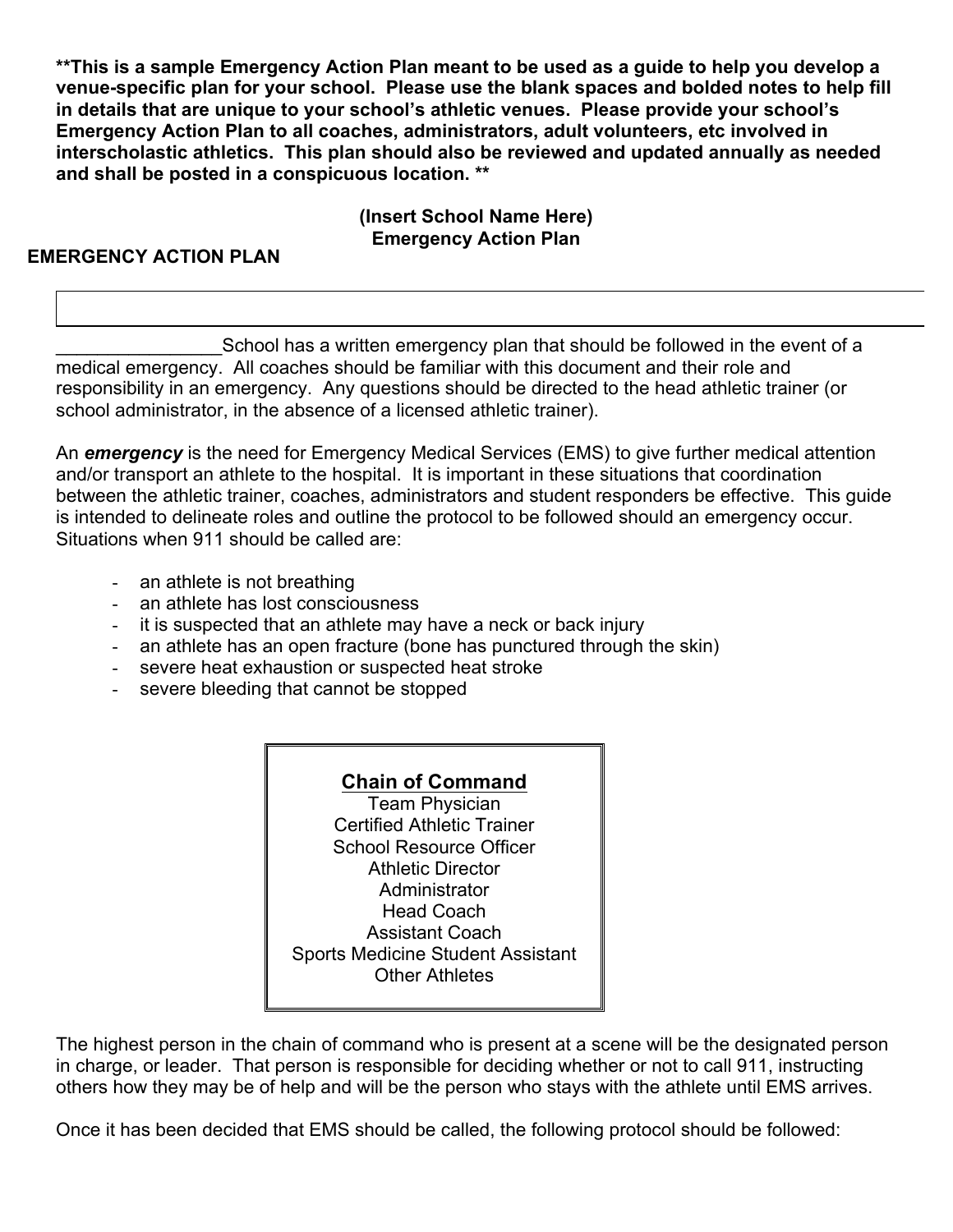**\*\*This is a sample Emergency Action Plan meant to be used as a guide to help you develop a venue-specific plan for your school. Please use the blank spaces and bolded notes to help fill in details that are unique to your school's athletic venues. Please provide your school's Emergency Action Plan to all coaches, administrators, adult volunteers, etc involved in interscholastic athletics. This plan should also be reviewed and updated annually as needed and shall be posted in a conspicuous location. \*\***

**(Insert School Name Here)**
**Emergency Action Plan**

## EMERGENCY ACTION PLAN

________________School has a written emergency plan that should be followed in the event of a medical emergency. All coaches should be familiar with this document and their role and responsibility in an emergency. Any questions should be directed to the head athletic trainer (or school administrator, in the absence of a licensed athletic trainer).

An ***emergency*** is the need for Emergency Medical Services (EMS) to give further medical attention and/or transport an athlete to the hospital. It is important in these situations that coordination between the athletic trainer, coaches, administrators and student responders be effective. This guide is intended to delineate roles and outline the protocol to be followed should an emergency occur. Situations when 911 should be called are:

- an athlete is not breathing
- an athlete has lost consciousness
- it is suspected that an athlete may have a neck or back injury
- an athlete has an open fracture (bone has punctured through the skin)
- severe heat exhaustion or suspected heat stroke
- severe bleeding that cannot be stopped

**Chain of Command**

Team Physician
Certified Athletic Trainer
School Resource Officer
Athletic Director
Administrator
Head Coach
Assistant Coach
Sports Medicine Student Assistant
Other Athletes

The highest person in the chain of command who is present at a scene will be the designated person in charge, or leader. That person is responsible for deciding whether or not to call 911, instructing others how they may be of help and will be the person who stays with the athlete until EMS arrives.

Once it has been decided that EMS should be called, the following protocol should be followed: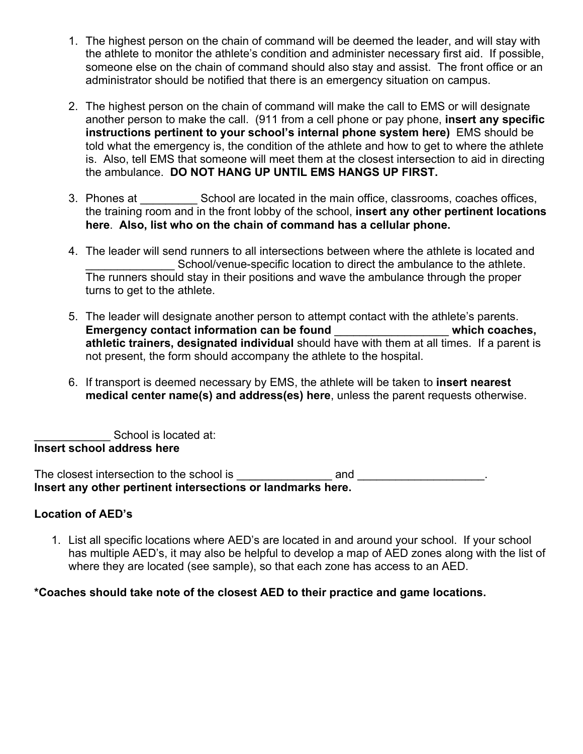1. The highest person on the chain of command will be deemed the leader, and will stay with the athlete to monitor the athlete's condition and administer necessary first aid. If possible, someone else on the chain of command should also stay and assist. The front office or an administrator should be notified that there is an emergency situation on campus.

2. The highest person on the chain of command will make the call to EMS or will designate another person to make the call. (911 from a cell phone or pay phone, **insert any specific instructions pertinent to your school's internal phone system here)** EMS should be told what the emergency is, the condition of the athlete and how to get to where the athlete is. Also, tell EMS that someone will meet them at the closest intersection to aid in directing the ambulance. **DO NOT HANG UP UNTIL EMS HANGS UP FIRST.**

3. Phones at _________ School are located in the main office, classrooms, coaches offices, the training room and in the front lobby of the school, **insert any other pertinent locations here**. **Also, list who on the chain of command has a cellular phone.**

4. The leader will send runners to all intersections between where the athlete is located and _____________ School/venue-specific location to direct the ambulance to the athlete. The runners should stay in their positions and wave the ambulance through the proper turns to get to the athlete.

5. The leader will designate another person to attempt contact with the athlete's parents. **Emergency contact information can be found _________________ which coaches, athletic trainers, designated individual** should have with them at all times. If a parent is not present, the form should accompany the athlete to the hospital.

6. If transport is deemed necessary by EMS, the athlete will be taken to **insert nearest medical center name(s) and address(es) here**, unless the parent requests otherwise.

____________ School is located at:
**Insert school address here**

The closest intersection to the school is _______________ and ___________________.
**Insert any other pertinent intersections or landmarks here.**

**Location of AED's**

1. List all specific locations where AED's are located in and around your school. If your school has multiple AED's, it may also be helpful to develop a map of AED zones along with the list of where they are located (see sample), so that each zone has access to an AED.

**\*Coaches should take note of the closest AED to their practice and game locations.**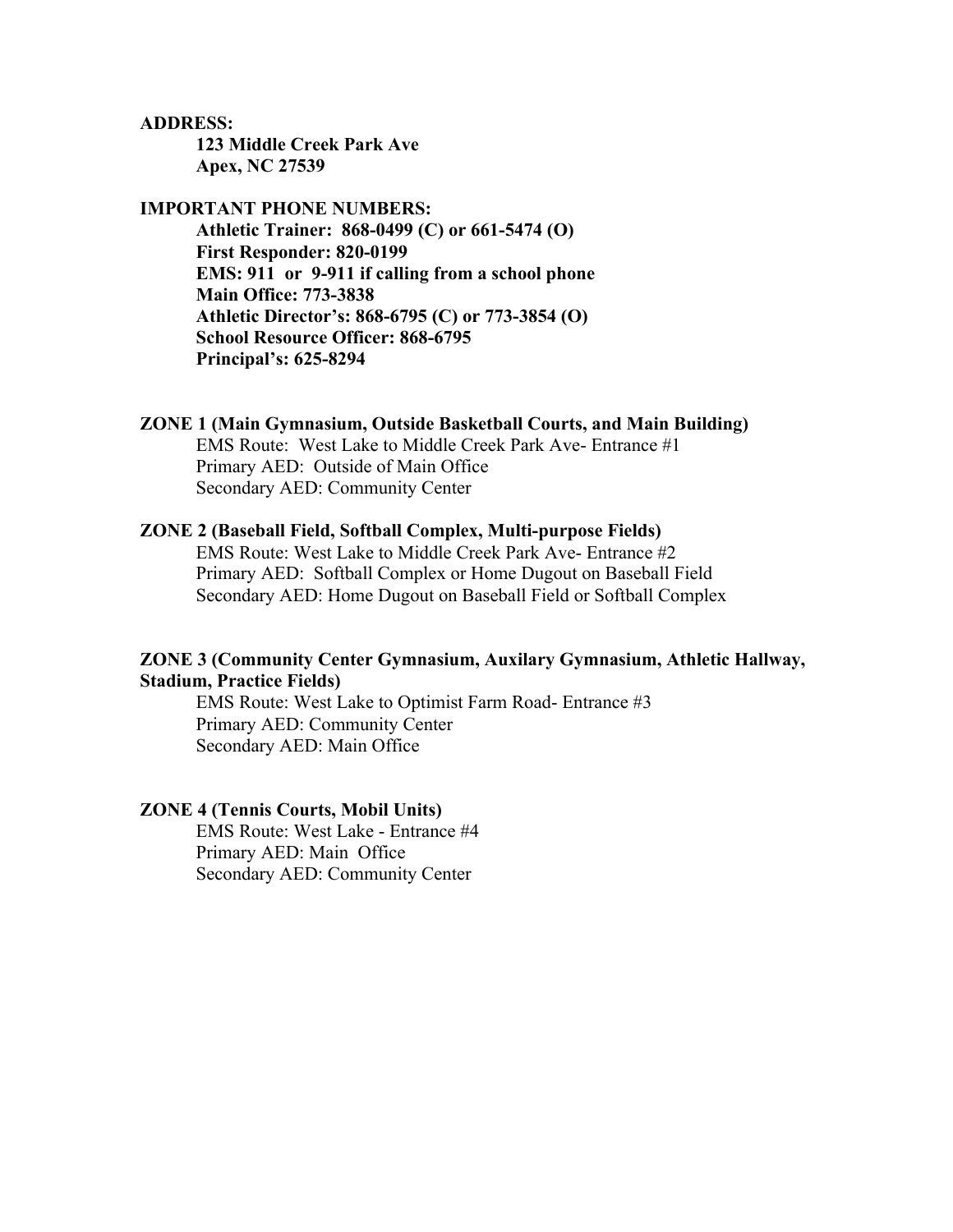**ADDRESS:**

**123 Middle Creek Park Ave**
**Apex, NC 27539**

**IMPORTANT PHONE NUMBERS:**

**Athletic Trainer: 868-0499 (C) or 661-5474 (O)**
**First Responder: 820-0199**
**EMS: 911 or 9-911 if calling from a school phone**
**Main Office: 773-3838**
**Athletic Director's: 868-6795 (C) or 773-3854 (O)**
**School Resource Officer: 868-6795**
**Principal's: 625-8294**

**ZONE 1 (Main Gymnasium, Outside Basketball Courts, and Main Building)**

EMS Route: West Lake to Middle Creek Park Ave- Entrance #1
Primary AED: Outside of Main Office
Secondary AED: Community Center

**ZONE 2 (Baseball Field, Softball Complex, Multi-purpose Fields)**

EMS Route: West Lake to Middle Creek Park Ave- Entrance #2
Primary AED: Softball Complex or Home Dugout on Baseball Field
Secondary AED: Home Dugout on Baseball Field or Softball Complex

**ZONE 3 (Community Center Gymnasium, Auxilary Gymnasium, Athletic Hallway, Stadium, Practice Fields)**

EMS Route: West Lake to Optimist Farm Road- Entrance #3
Primary AED: Community Center
Secondary AED: Main Office

**ZONE 4 (Tennis Courts, Mobil Units)**

EMS Route: West Lake - Entrance #4
Primary AED: Main Office
Secondary AED: Community Center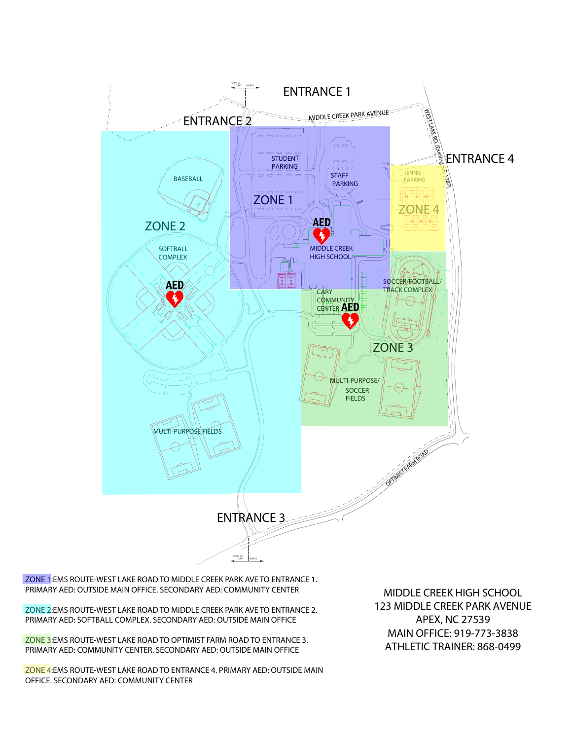ENTRANCE 1

ENTRANCE 2

ENTRANCE 3

ENTRANCE 4

MIDDLE CREEK PARK AVENUE

WEST LAKE RD. (Existing S.R. 1387)

OPTIMIST FARM ROAD

TOWN OF CARY | WCPSS

STUDENT PARKING

STAFF PARKING

ZONE 1

AED

MIDDLE CREEK HIGH SCHOOL

ZONE 2

BASEBALL

SOFTBALL COMPLEX

AED

MULTI-PURPOSE FIELDS

TENNIS PARKING

ZONE 4

SOCCER/FOOTBALL/ TRACK COMPLEX

CARY COMMUNITY CENTER

AED

ZONE 3

MULTI-PURPOSE/ SOCCER FIELDS

ZONE 1:EMS ROUTE-WEST LAKE ROAD TO MIDDLE CREEK PARK AVE TO ENTRANCE 1. PRIMARY AED: OUTSIDE MAIN OFFICE. SECONDARY AED: COMMUNITY CENTER

ZONE 2:EMS ROUTE-WEST LAKE ROAD TO MIDDLE CREEK PARK AVE TO ENTRANCE 2. PRIMARY AED: SOFTBALL COMPLEX. SECONDARY AED: OUTSIDE MAIN OFFICE

ZONE 3:EMS ROUTE-WEST LAKE ROAD TO OPTIMIST FARM ROAD TO ENTRANCE 3. PRIMARY AED: COMMUNITY CENTER. SECONDARY AED: OUTSIDE MAIN OFFICE

ZONE 4:EMS ROUTE-WEST LAKE ROAD TO ENTRANCE 4. PRIMARY AED: OUTSIDE MAIN OFFICE. SECONDARY AED: COMMUNITY CENTER

MIDDLE CREEK HIGH SCHOOL
123 MIDDLE CREEK PARK AVENUE
APEX, NC 27539
MAIN OFFICE: 919-773-3838
ATHLETIC TRAINER: 868-0499